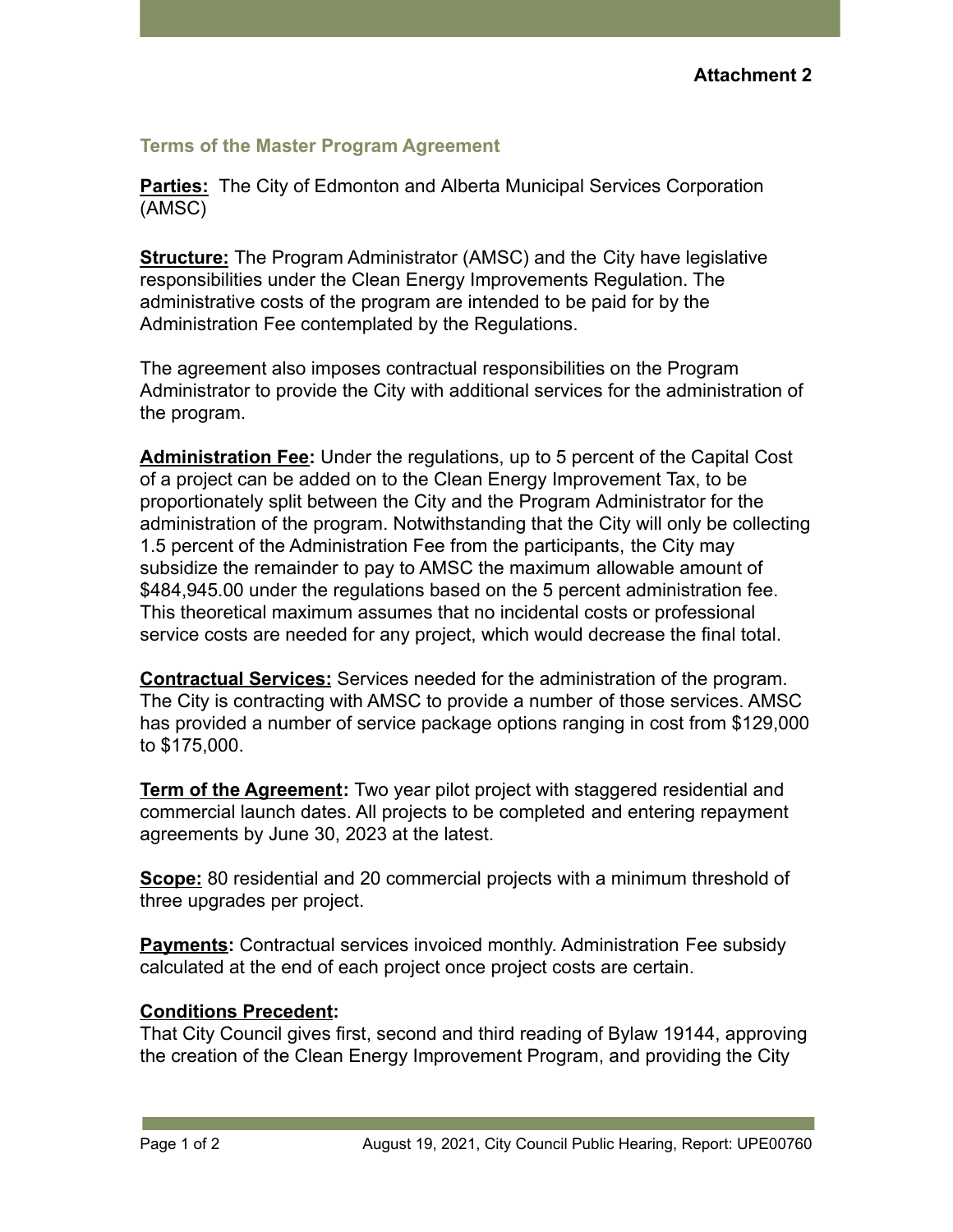**Attachment 2**

## Terms of the Master Program Agreement

**Parties:** The City of Edmonton and Alberta Municipal Services Corporation (AMSC)

**Structure:** The Program Administrator (AMSC) and the City have legislative responsibilities under the Clean Energy Improvements Regulation. The administrative costs of the program are intended to be paid for by the Administration Fee contemplated by the Regulations.

The agreement also imposes contractual responsibilities on the Program Administrator to provide the City with additional services for the administration of the program.

**Administration Fee:** Under the regulations, up to 5 percent of the Capital Cost of a project can be added on to the Clean Energy Improvement Tax, to be proportionately split between the City and the Program Administrator for the administration of the program. Notwithstanding that the City will only be collecting 1.5 percent of the Administration Fee from the participants, the City may subsidize the remainder to pay to AMSC the maximum allowable amount of $484,945.00 under the regulations based on the 5 percent administration fee. This theoretical maximum assumes that no incidental costs or professional service costs are needed for any project, which would decrease the final total.

**Contractual Services:** Services needed for the administration of the program. The City is contracting with AMSC to provide a number of those services. AMSC has provided a number of service package options ranging in cost from $129,000 to $175,000.

**Term of the Agreement:** Two year pilot project with staggered residential and commercial launch dates. All projects to be completed and entering repayment agreements by June 30, 2023 at the latest.

**Scope:** 80 residential and 20 commercial projects with a minimum threshold of three upgrades per project.

**Payments:** Contractual services invoiced monthly. Administration Fee subsidy calculated at the end of each project once project costs are certain.

**Conditions Precedent:**

That City Council gives first, second and third reading of Bylaw 19144, approving the creation of the Clean Energy Improvement Program, and providing the City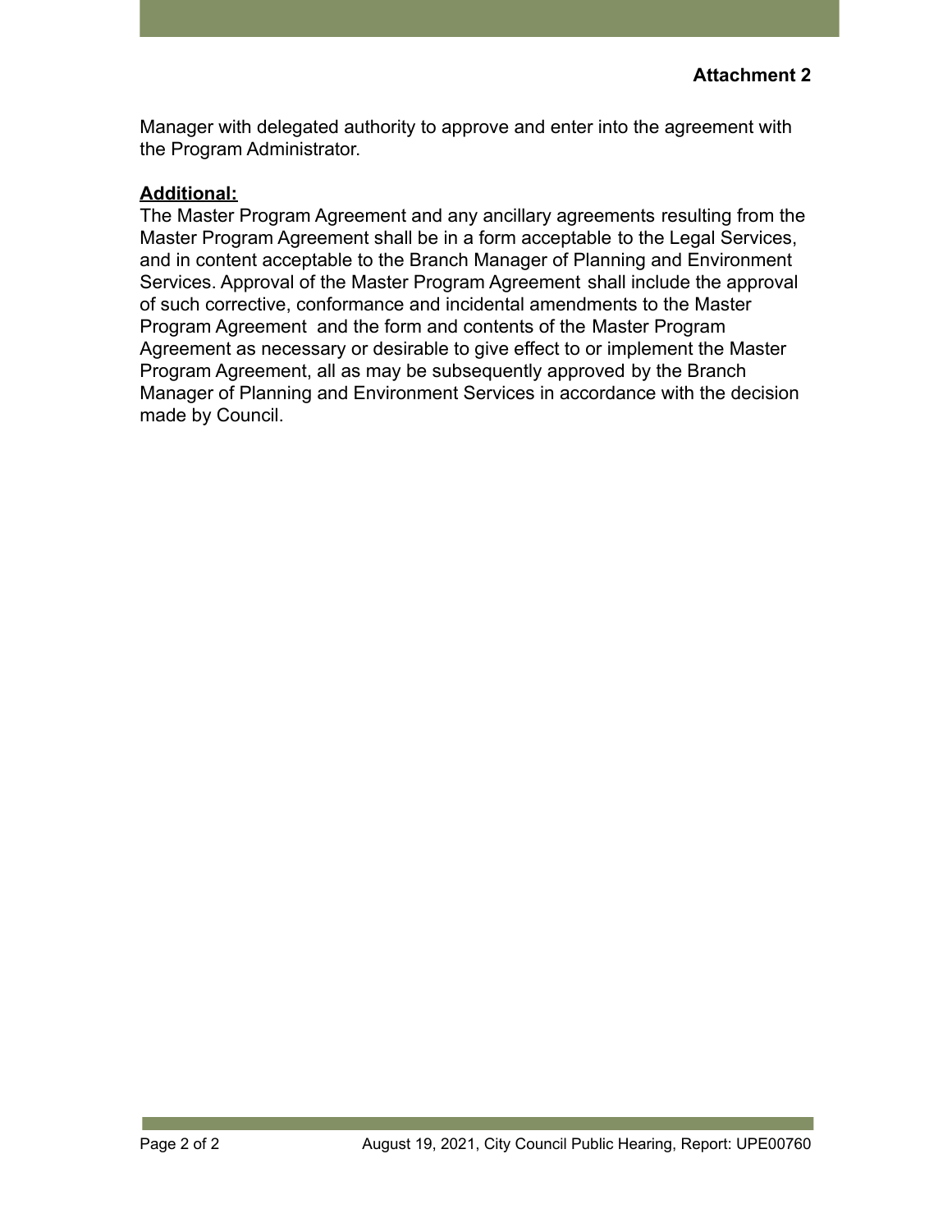Manager with delegated authority to approve and enter into the agreement with the Program Administrator.

**Additional:**

The Master Program Agreement and any ancillary agreements resulting from the Master Program Agreement shall be in a form acceptable to the Legal Services, and in content acceptable to the Branch Manager of Planning and Environment Services. Approval of the Master Program Agreement shall include the approval of such corrective, conformance and incidental amendments to the Master Program Agreement and the form and contents of the Master Program Agreement as necessary or desirable to give effect to or implement the Master Program Agreement, all as may be subsequently approved by the Branch Manager of Planning and Environment Services in accordance with the decision made by Council.